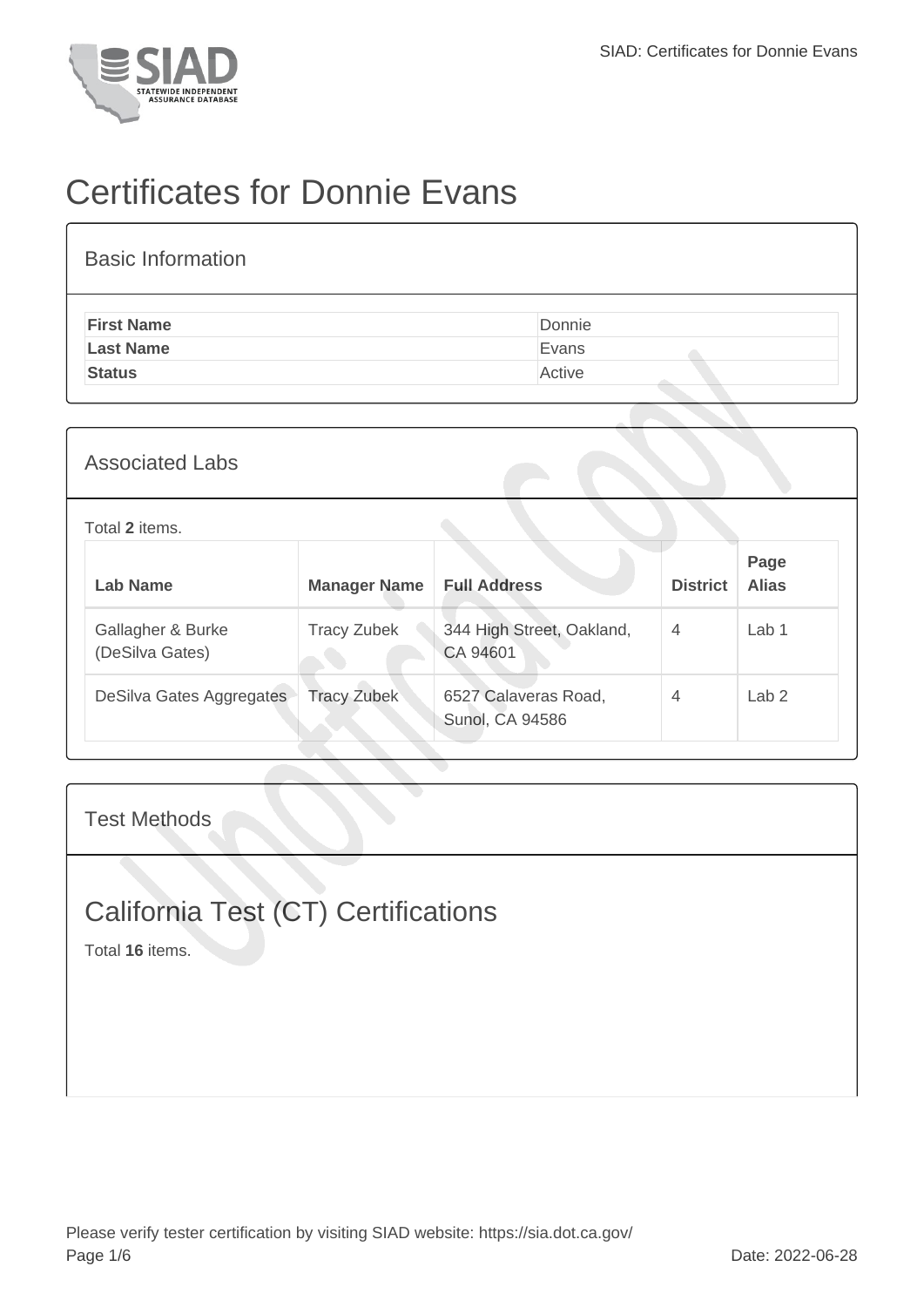# Certificates for Donnie Evans

## Basic Information

| | |
|---|---|
| **First Name** | Donnie |
| **Last Name** | Evans |
| **Status** | Active |

## Associated Labs

Total **2** items.

| Lab Name | Manager Name | Full Address | District | Page Alias |
|---|---|---|---|---|
| Gallagher & Burke (DeSilva Gates) | Tracy Zubek | 344 High Street, Oakland, CA 94601 | 4 | Lab 1 |
| DeSilva Gates Aggregates | Tracy Zubek | 6527 Calaveras Road, Sunol, CA 94586 | 4 | Lab 2 |

## Test Methods

# California Test (CT) Certifications

Total **16** items.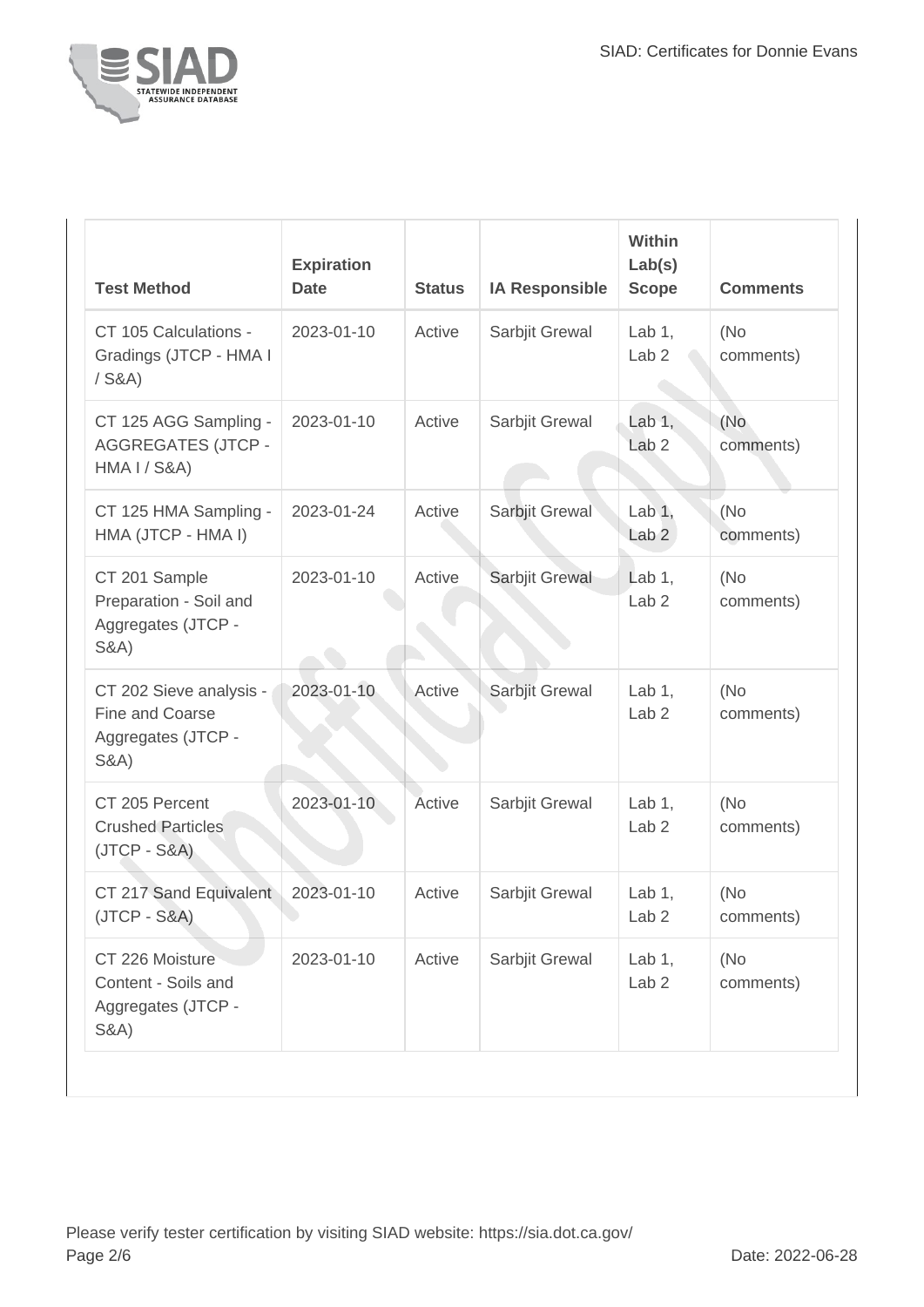| Test Method | Expiration Date | Status | IA Responsible | Within Lab(s) Scope | Comments |
| --- | --- | --- | --- | --- | --- |
| CT 105 Calculations - Gradings (JTCP - HMA I / S&A) | 2023-01-10 | Active | Sarbjit Grewal | Lab 1, Lab 2 | (No comments) |
| CT 125 AGG Sampling - AGGREGATES (JTCP - HMA I / S&A) | 2023-01-10 | Active | Sarbjit Grewal | Lab 1, Lab 2 | (No comments) |
| CT 125 HMA Sampling - HMA (JTCP - HMA I) | 2023-01-24 | Active | Sarbjit Grewal | Lab 1, Lab 2 | (No comments) |
| CT 201 Sample Preparation - Soil and Aggregates (JTCP - S&A) | 2023-01-10 | Active | Sarbjit Grewal | Lab 1, Lab 2 | (No comments) |
| CT 202 Sieve analysis - Fine and Coarse Aggregates (JTCP - S&A) | 2023-01-10 | Active | Sarbjit Grewal | Lab 1, Lab 2 | (No comments) |
| CT 205 Percent Crushed Particles (JTCP - S&A) | 2023-01-10 | Active | Sarbjit Grewal | Lab 1, Lab 2 | (No comments) |
| CT 217 Sand Equivalent (JTCP - S&A) | 2023-01-10 | Active | Sarbjit Grewal | Lab 1, Lab 2 | (No comments) |
| CT 226 Moisture Content - Soils and Aggregates (JTCP - S&A) | 2023-01-10 | Active | Sarbjit Grewal | Lab 1, Lab 2 | (No comments) |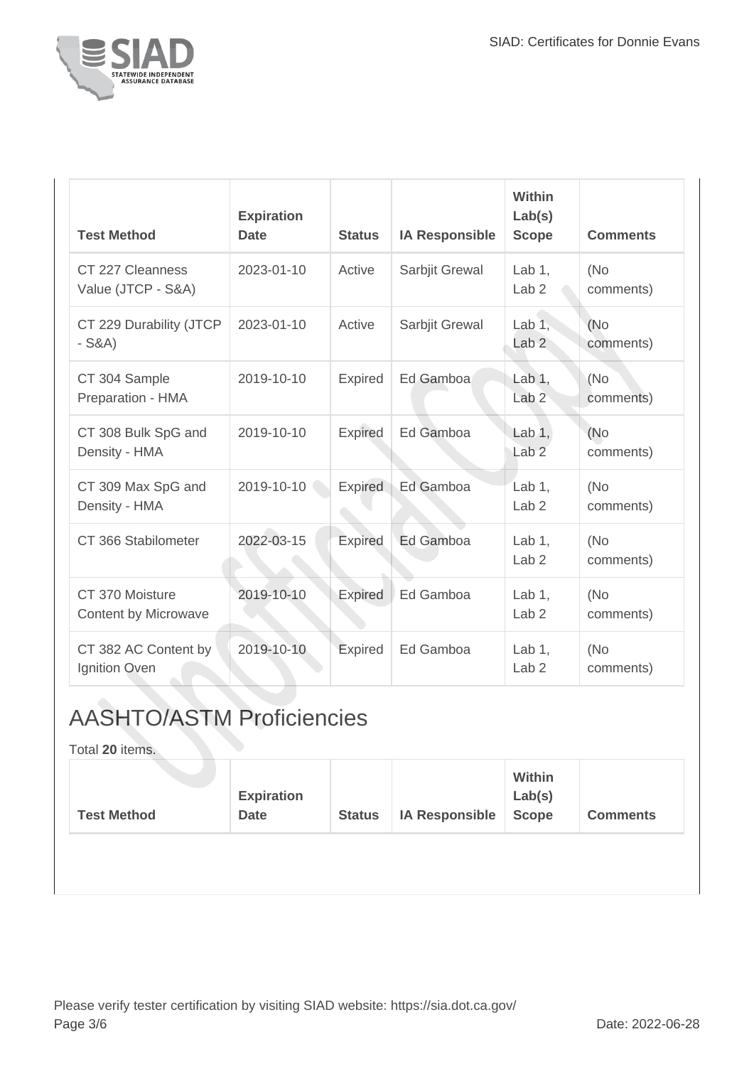| Test Method | Expiration Date | Status | IA Responsible | Within Lab(s) Scope | Comments |
| --- | --- | --- | --- | --- | --- |
| CT 227 Cleanness Value (JTCP - S&A) | 2023-01-10 | Active | Sarbjit Grewal | Lab 1, Lab 2 | (No comments) |
| CT 229 Durability (JTCP - S&A) | 2023-01-10 | Active | Sarbjit Grewal | Lab 1, Lab 2 | (No comments) |
| CT 304 Sample Preparation - HMA | 2019-10-10 | Expired | Ed Gamboa | Lab 1, Lab 2 | (No comments) |
| CT 308 Bulk SpG and Density - HMA | 2019-10-10 | Expired | Ed Gamboa | Lab 1, Lab 2 | (No comments) |
| CT 309 Max SpG and Density - HMA | 2019-10-10 | Expired | Ed Gamboa | Lab 1, Lab 2 | (No comments) |
| CT 366 Stabilometer | 2022-03-15 | Expired | Ed Gamboa | Lab 1, Lab 2 | (No comments) |
| CT 370 Moisture Content by Microwave | 2019-10-10 | Expired | Ed Gamboa | Lab 1, Lab 2 | (No comments) |
| CT 382 AC Content by Ignition Oven | 2019-10-10 | Expired | Ed Gamboa | Lab 1, Lab 2 | (No comments) |

## AASHTO/ASTM Proficiencies

Total **20** items.

| Test Method | Expiration Date | Status | IA Responsible | Within Lab(s) Scope | Comments |
| --- | --- | --- | --- | --- | --- |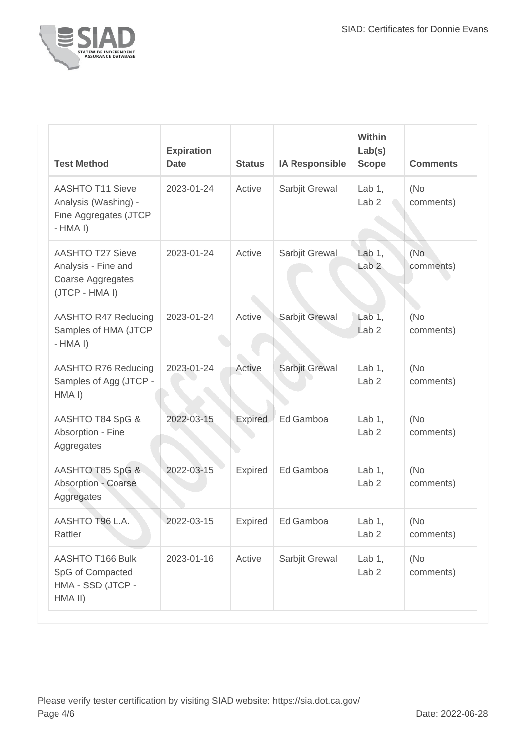| Test Method | Expiration Date | Status | IA Responsible | Within Lab(s) Scope | Comments |
|---|---|---|---|---|---|
| AASHTO T11 Sieve Analysis (Washing) - Fine Aggregates (JTCP - HMA I) | 2023-01-24 | Active | Sarbjit Grewal | Lab 1, Lab 2 | (No comments) |
| AASHTO T27 Sieve Analysis - Fine and Coarse Aggregates (JTCP - HMA I) | 2023-01-24 | Active | Sarbjit Grewal | Lab 1, Lab 2 | (No comments) |
| AASHTO R47 Reducing Samples of HMA (JTCP - HMA I) | 2023-01-24 | Active | Sarbjit Grewal | Lab 1, Lab 2 | (No comments) |
| AASHTO R76 Reducing Samples of Agg (JTCP - HMA I) | 2023-01-24 | Active | Sarbjit Grewal | Lab 1, Lab 2 | (No comments) |
| AASHTO T84 SpG & Absorption - Fine Aggregates | 2022-03-15 | Expired | Ed Gamboa | Lab 1, Lab 2 | (No comments) |
| AASHTO T85 SpG & Absorption - Coarse Aggregates | 2022-03-15 | Expired | Ed Gamboa | Lab 1, Lab 2 | (No comments) |
| AASHTO T96 L.A. Rattler | 2022-03-15 | Expired | Ed Gamboa | Lab 1, Lab 2 | (No comments) |
| AASHTO T166 Bulk SpG of Compacted HMA - SSD (JTCP - HMA II) | 2023-01-16 | Active | Sarbjit Grewal | Lab 1, Lab 2 | (No comments) |

Please verify tester certification by visiting SIAD website: https://sia.dot.ca.gov/

Date: 2022-06-28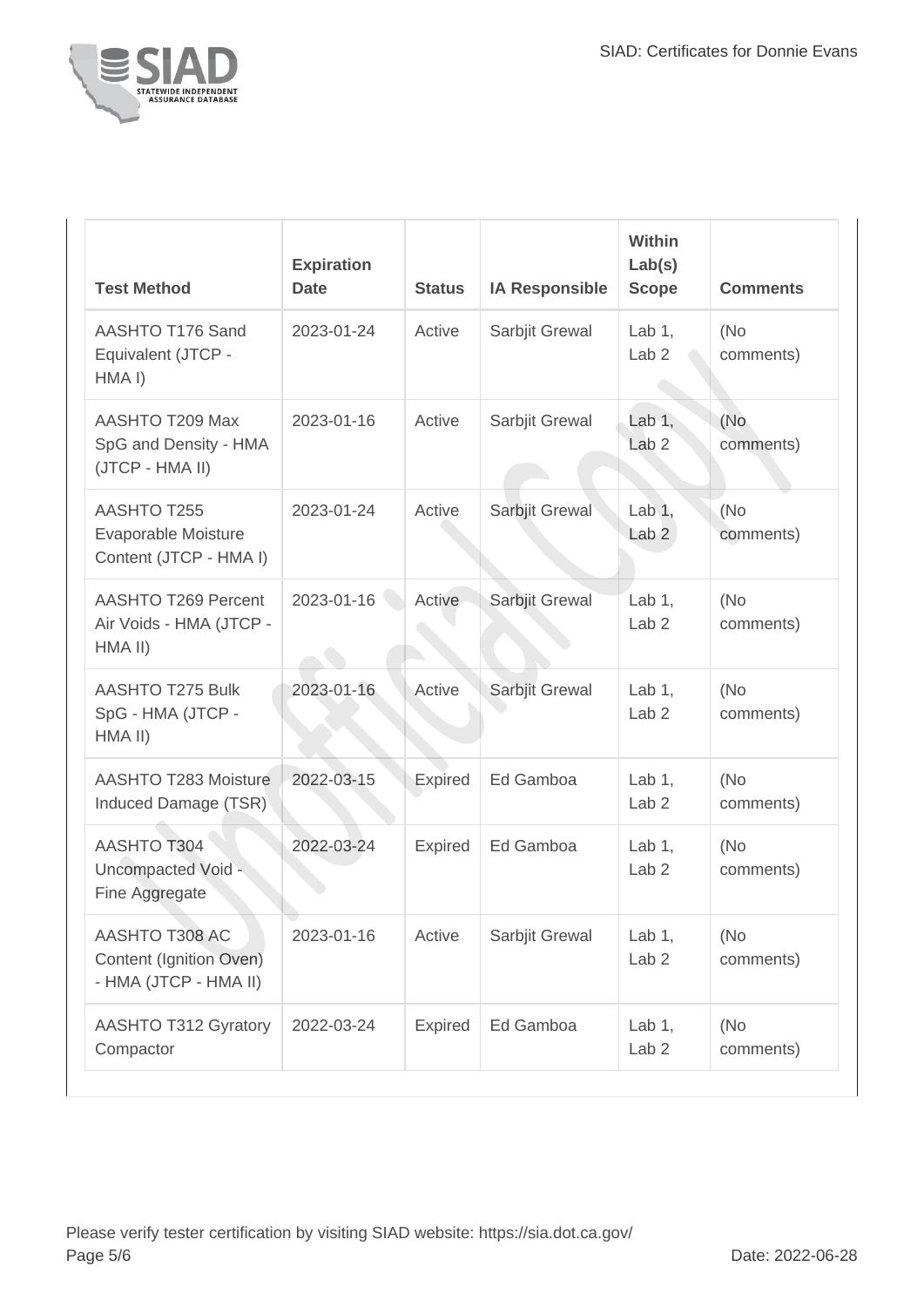| Test Method | Expiration Date | Status | IA Responsible | Within Lab(s) Scope | Comments |
|---|---|---|---|---|---|
| AASHTO T176 Sand Equivalent (JTCP - HMA I) | 2023-01-24 | Active | Sarbjit Grewal | Lab 1, Lab 2 | (No comments) |
| AASHTO T209 Max SpG and Density - HMA (JTCP - HMA II) | 2023-01-16 | Active | Sarbjit Grewal | Lab 1, Lab 2 | (No comments) |
| AASHTO T255 Evaporable Moisture Content (JTCP - HMA I) | 2023-01-24 | Active | Sarbjit Grewal | Lab 1, Lab 2 | (No comments) |
| AASHTO T269 Percent Air Voids - HMA (JTCP - HMA II) | 2023-01-16 | Active | Sarbjit Grewal | Lab 1, Lab 2 | (No comments) |
| AASHTO T275 Bulk SpG - HMA (JTCP - HMA II) | 2023-01-16 | Active | Sarbjit Grewal | Lab 1, Lab 2 | (No comments) |
| AASHTO T283 Moisture Induced Damage (TSR) | 2022-03-15 | Expired | Ed Gamboa | Lab 1, Lab 2 | (No comments) |
| AASHTO T304 Uncompacted Void - Fine Aggregate | 2022-03-24 | Expired | Ed Gamboa | Lab 1, Lab 2 | (No comments) |
| AASHTO T308 AC Content (Ignition Oven) - HMA (JTCP - HMA II) | 2023-01-16 | Active | Sarbjit Grewal | Lab 1, Lab 2 | (No comments) |
| AASHTO T312 Gyratory Compactor | 2022-03-24 | Expired | Ed Gamboa | Lab 1, Lab 2 | (No comments) |

Please verify tester certification by visiting SIAD website: https://sia.dot.ca.gov/

Date: 2022-06-28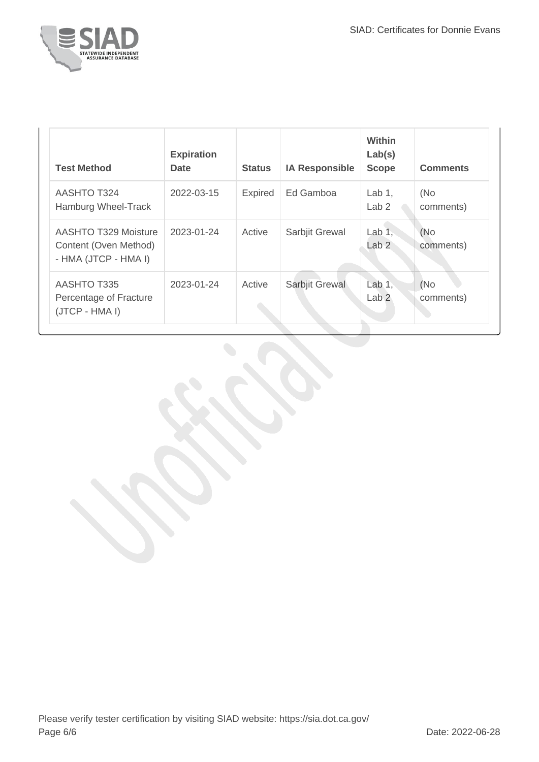| Test Method | Expiration Date | Status | IA Responsible | Within Lab(s) Scope | Comments |
|---|---|---|---|---|---|
| AASHTO T324 Hamburg Wheel-Track | 2022-03-15 | Expired | Ed Gamboa | Lab 1, Lab 2 | (No comments) |
| AASHTO T329 Moisture Content (Oven Method) - HMA (JTCP - HMA I) | 2023-01-24 | Active | Sarbjit Grewal | Lab 1, Lab 2 | (No comments) |
| AASHTO T335 Percentage of Fracture (JTCP - HMA I) | 2023-01-24 | Active | Sarbjit Grewal | Lab 1, Lab 2 | (No comments) |

Please verify tester certification by visiting SIAD website: https://sia.dot.ca.gov/

Date: 2022-06-28